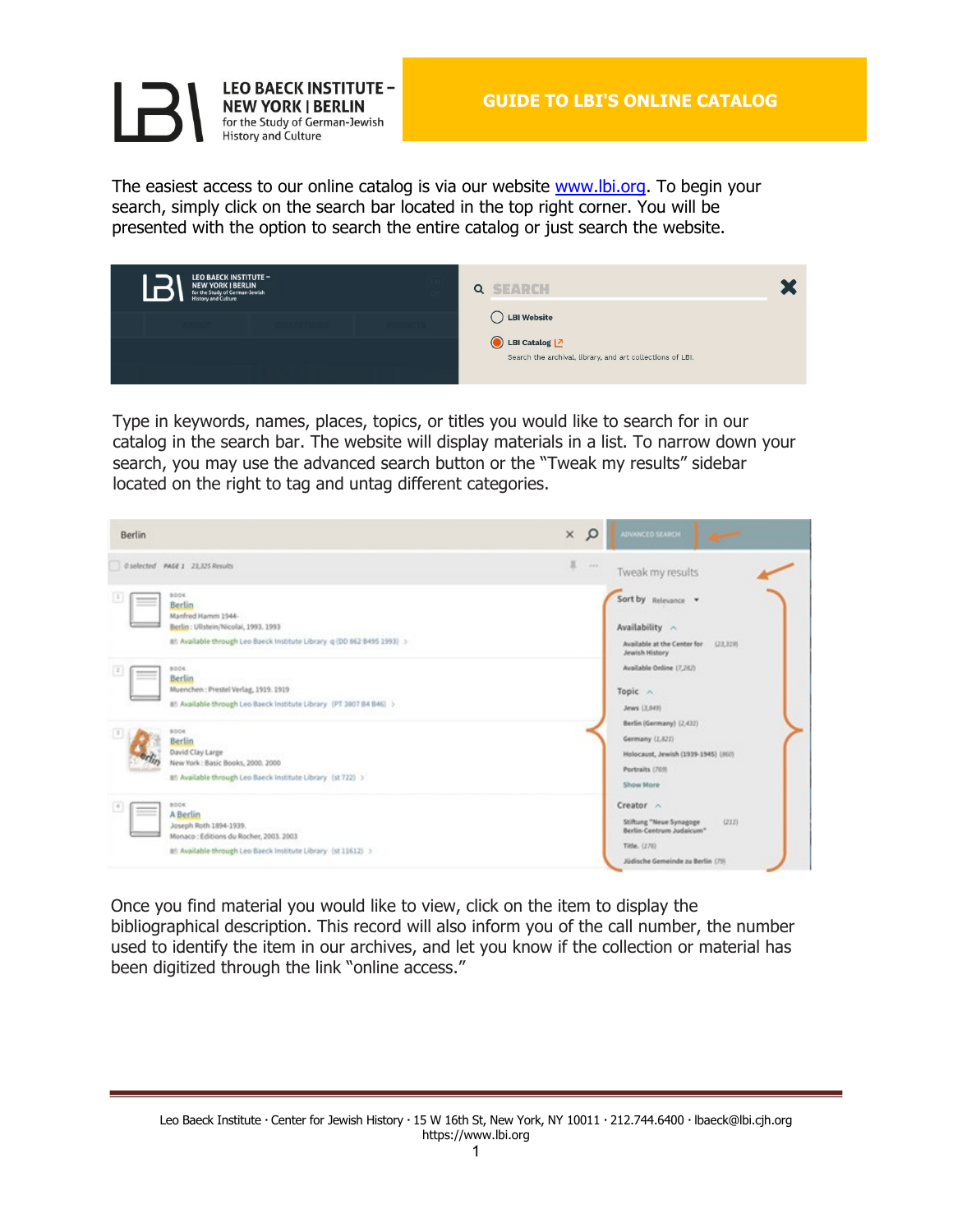LEO BAECK INSTITUTE – NEW YORK | BERLIN for the Study of German-Jewish History and Culture

# GUIDE TO LBI'S ONLINE CATALOG

The easiest access to our online catalog is via our website www.lbi.org. To begin your search, simply click on the search bar located in the top right corner. You will be presented with the option to search the entire catalog or just search the website.

Type in keywords, names, places, topics, or titles you would like to search for in our catalog in the search bar. The website will display materials in a list. To narrow down your search, you may use the advanced search button or the "Tweak my results" sidebar located on the right to tag and untag different categories.

Once you find material you would like to view, click on the item to display the bibliographical description. This record will also inform you of the call number, the number used to identify the item in our archives, and let you know if the collection or material has been digitized through the link "online access."

Leo Baeck Institute · Center for Jewish History · 15 W 16th St, New York, NY 10011 · 212.744.6400 · lbaeck@lbi.cjh.org
https://www.lbi.org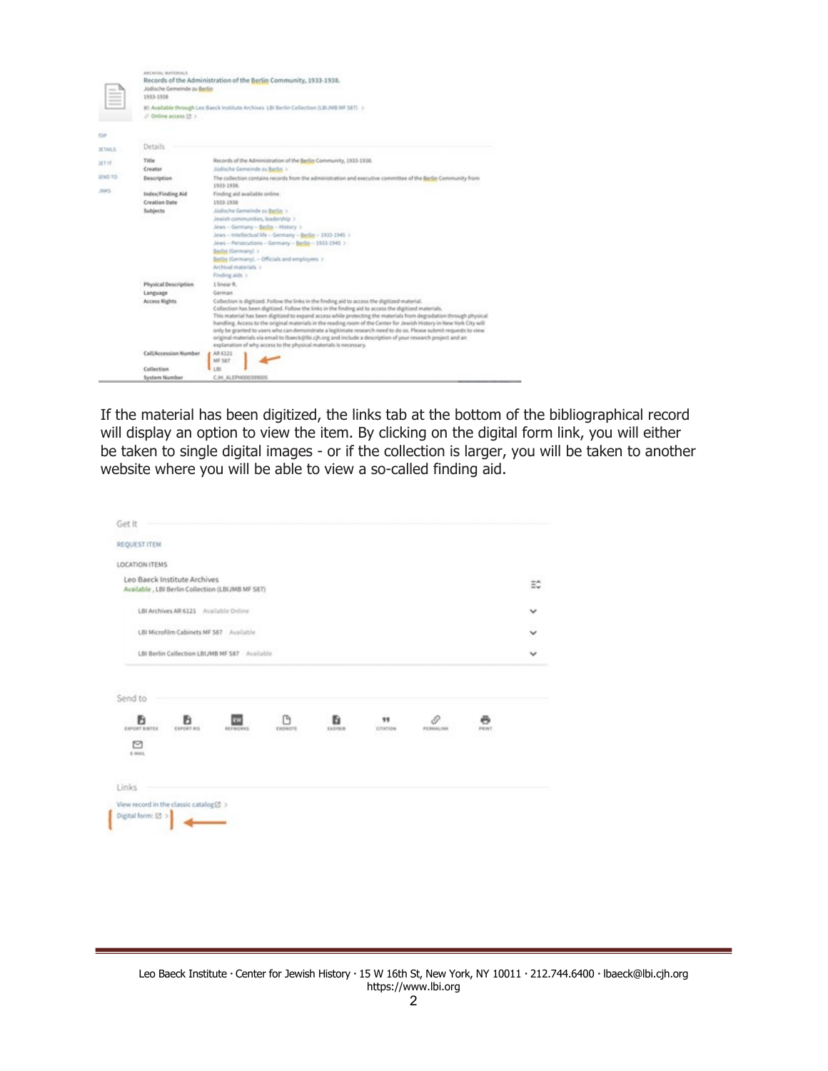If the material has been digitized, the links tab at the bottom of the bibliographical record will display an option to view the item. By clicking on the digital form link, you will either be taken to single digital images - or if the collection is larger, you will be taken to another website where you will be able to view a so-called finding aid.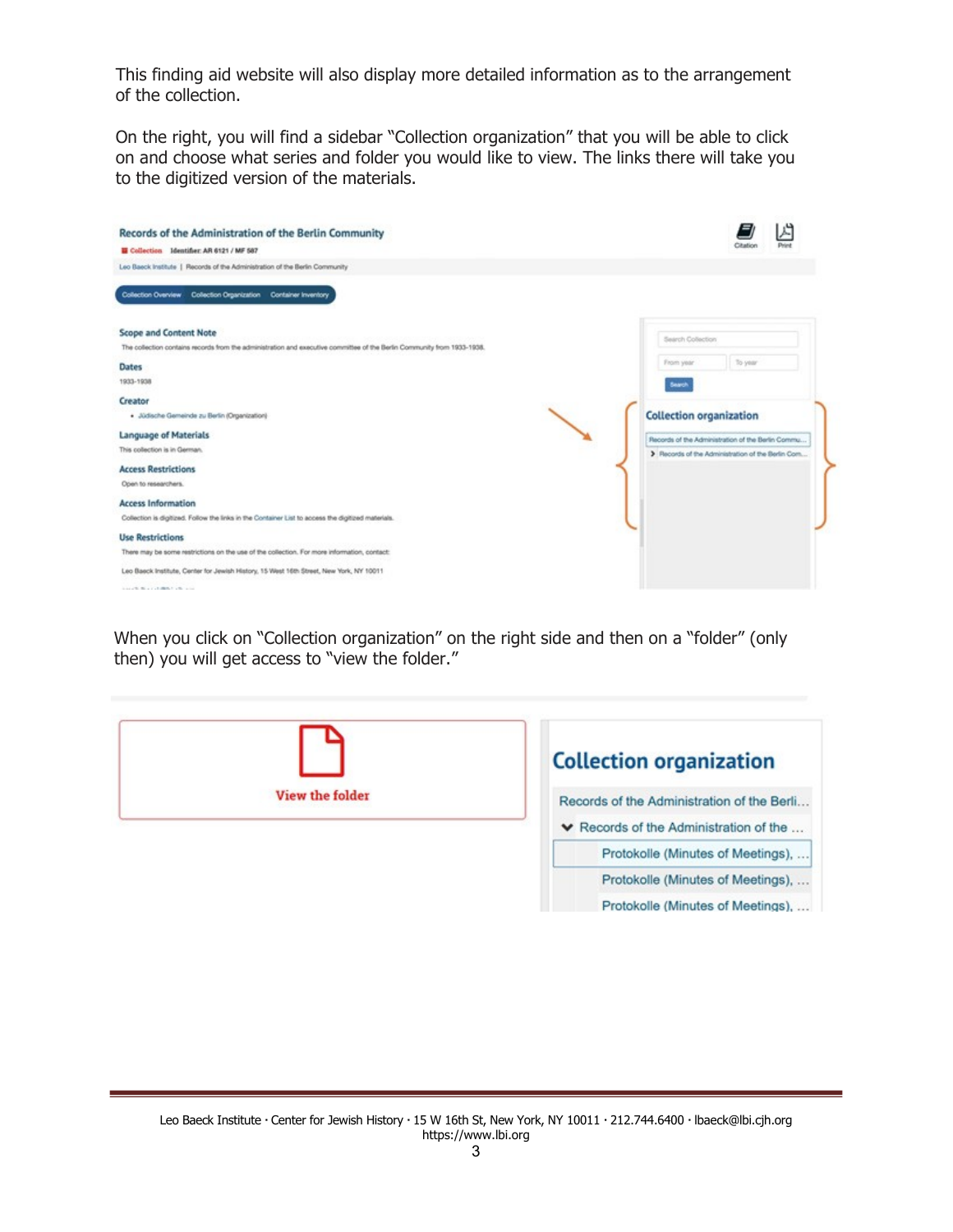This finding aid website will also display more detailed information as to the arrangement of the collection.

On the right, you will find a sidebar "Collection organization" that you will be able to click on and choose what series and folder you would like to view. The links there will take you to the digitized version of the materials.

When you click on "Collection organization" on the right side and then on a "folder" (only then) you will get access to "view the folder."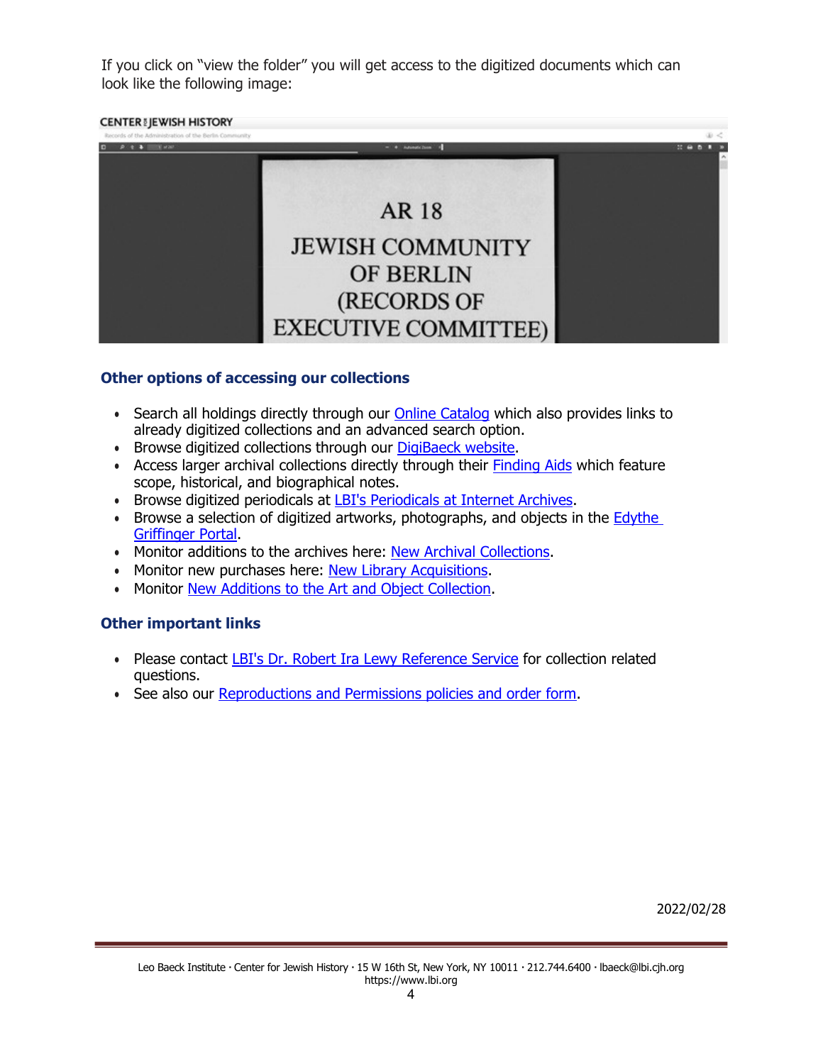If you click on "view the folder" you will get access to the digitized documents which can look like the following image:

### Other options of accessing our collections

- Search all holdings directly through our Online Catalog which also provides links to already digitized collections and an advanced search option.
- Browse digitized collections through our DigiBaeck website.
- Access larger archival collections directly through their Finding Aids which feature scope, historical, and biographical notes.
- Browse digitized periodicals at LBI's Periodicals at Internet Archives.
- Browse a selection of digitized artworks, photographs, and objects in the Edythe Griffinger Portal.
- Monitor additions to the archives here: New Archival Collections.
- Monitor new purchases here: New Library Acquisitions.
- Monitor New Additions to the Art and Object Collection.

### Other important links

- Please contact LBI's Dr. Robert Ira Lewy Reference Service for collection related questions.
- See also our Reproductions and Permissions policies and order form.

2022/02/28